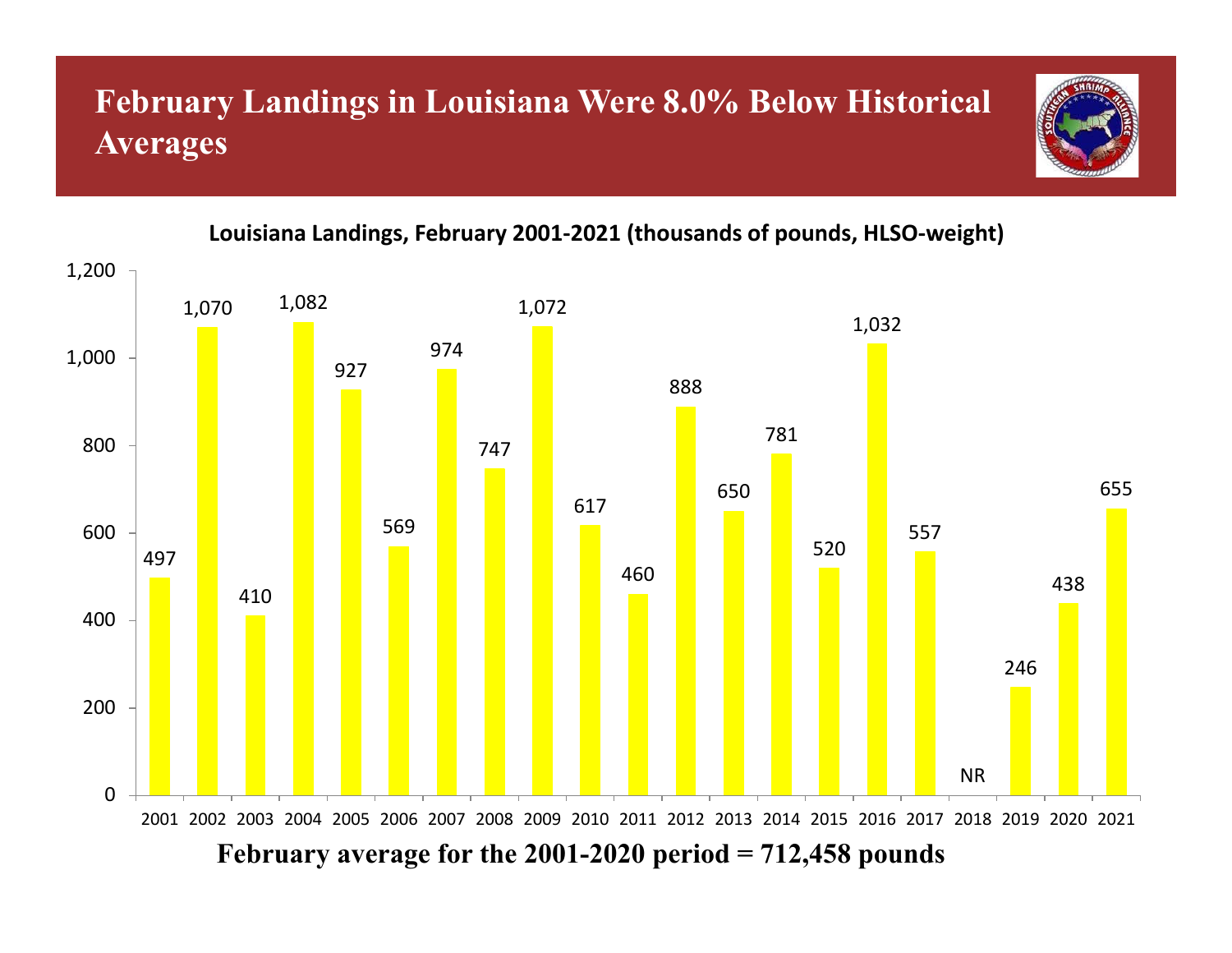# February Landings in Louisiana Were 8.0% Below Historical Averages

**Louisiana Landings, February 2001-2021 (thousands of pounds, HLSO-weight)**

| Year | Landings |
|---|---|
| 2001 | 497 |
| 2002 | 1,070 |
| 2003 | 410 |
| 2004 | 1,082 |
| 2005 | 927 |
| 2006 | 569 |
| 2007 | 974 |
| 2008 | 747 |
| 2009 | 1,072 |
| 2010 | 617 |
| 2011 | 460 |
| 2012 | 888 |
| 2013 | 650 |
| 2014 | 781 |
| 2015 | 520 |
| 2016 | 1,032 |
| 2017 | 557 |
| 2018 | NR |
| 2019 | 246 |
| 2020 | 438 |
| 2021 | 655 |

**February average for the 2001-2020 period = 712,458 pounds**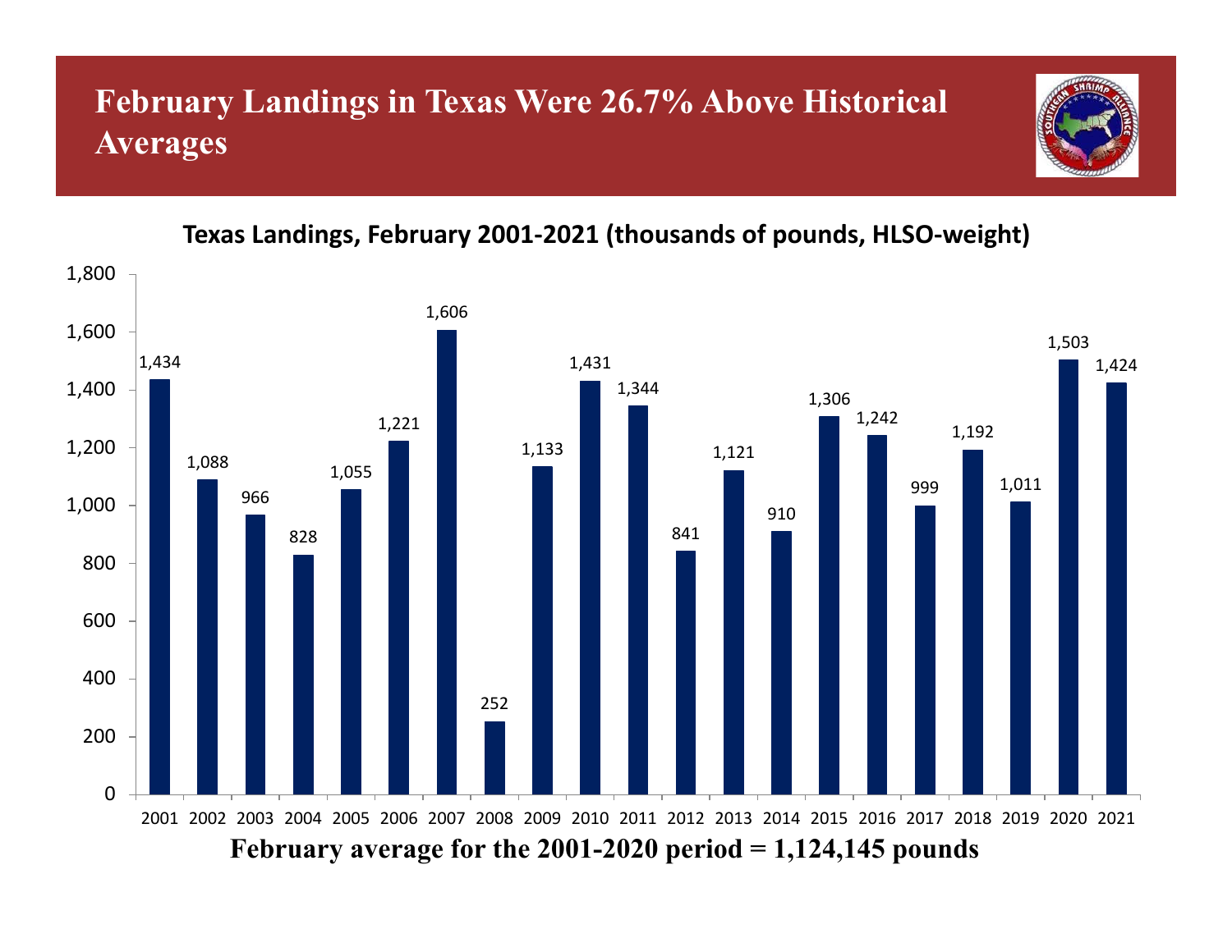# February Landings in Texas Were 26.7% Above Historical Averages

**Texas Landings, February 2001-2021 (thousands of pounds, HLSO-weight)**

| Year | Landings |
|---|---|
| 2001 | 1,434 |
| 2002 | 1,088 |
| 2003 | 966 |
| 2004 | 828 |
| 2005 | 1,055 |
| 2006 | 1,221 |
| 2007 | 1,606 |
| 2008 | 252 |
| 2009 | 1,133 |
| 2010 | 1,431 |
| 2011 | 1,344 |
| 2012 | 841 |
| 2013 | 1,121 |
| 2014 | 910 |
| 2015 | 1,306 |
| 2016 | 1,242 |
| 2017 | 999 |
| 2018 | 1,192 |
| 2019 | 1,011 |
| 2020 | 1,503 |
| 2021 | 1,424 |

**February average for the 2001-2020 period = 1,124,145 pounds**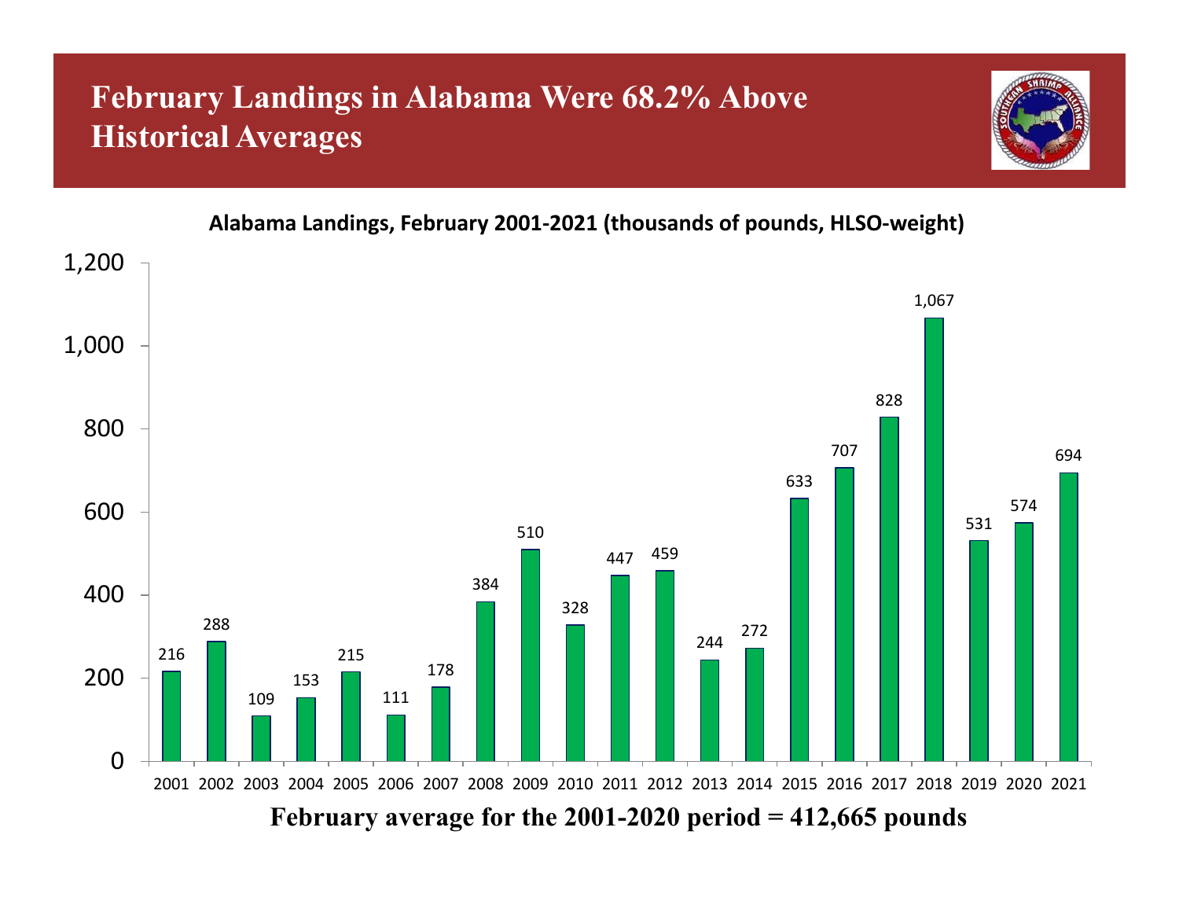# February Landings in Alabama Were 68.2% Above Historical Averages

**Alabama Landings, February 2001-2021 (thousands of pounds, HLSO-weight)**

| Year | Landings |
|---|---|
| 2001 | 216 |
| 2002 | 288 |
| 2003 | 109 |
| 2004 | 153 |
| 2005 | 215 |
| 2006 | 111 |
| 2007 | 178 |
| 2008 | 384 |
| 2009 | 510 |
| 2010 | 328 |
| 2011 | 447 |
| 2012 | 459 |
| 2013 | 244 |
| 2014 | 272 |
| 2015 | 633 |
| 2016 | 707 |
| 2017 | 828 |
| 2018 | 1,067 |
| 2019 | 531 |
| 2020 | 574 |
| 2021 | 694 |

**February average for the 2001-2020 period = 412,665 pounds**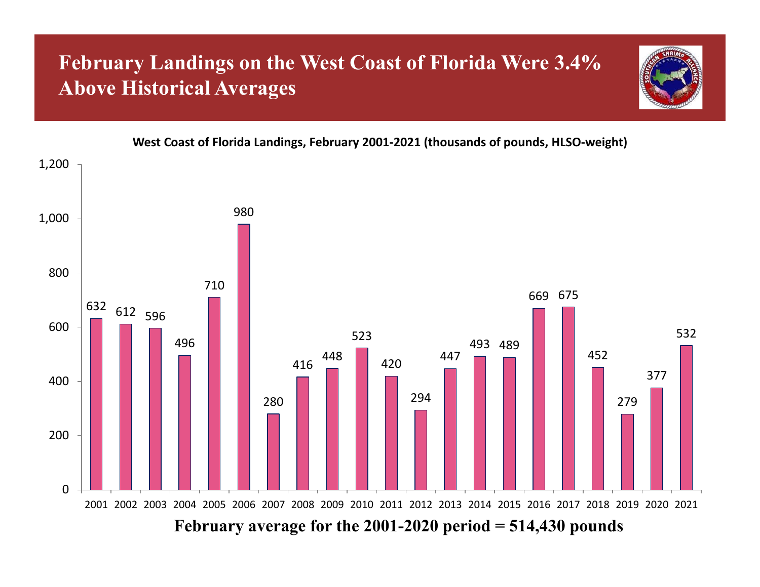# February Landings on the West Coast of Florida Were 3.4% Above Historical Averages

**West Coast of Florida Landings, February 2001-2021 (thousands of pounds, HLSO-weight)**

| Year | Landings |
|---|---|
| 2001 | 632 |
| 2002 | 612 |
| 2003 | 596 |
| 2004 | 496 |
| 2005 | 710 |
| 2006 | 980 |
| 2007 | 280 |
| 2008 | 416 |
| 2009 | 448 |
| 2010 | 523 |
| 2011 | 420 |
| 2012 | 294 |
| 2013 | 447 |
| 2014 | 493 |
| 2015 | 489 |
| 2016 | 669 |
| 2017 | 675 |
| 2018 | 452 |
| 2019 | 279 |
| 2020 | 377 |
| 2021 | 532 |

**February average for the 2001-2020 period = 514,430 pounds**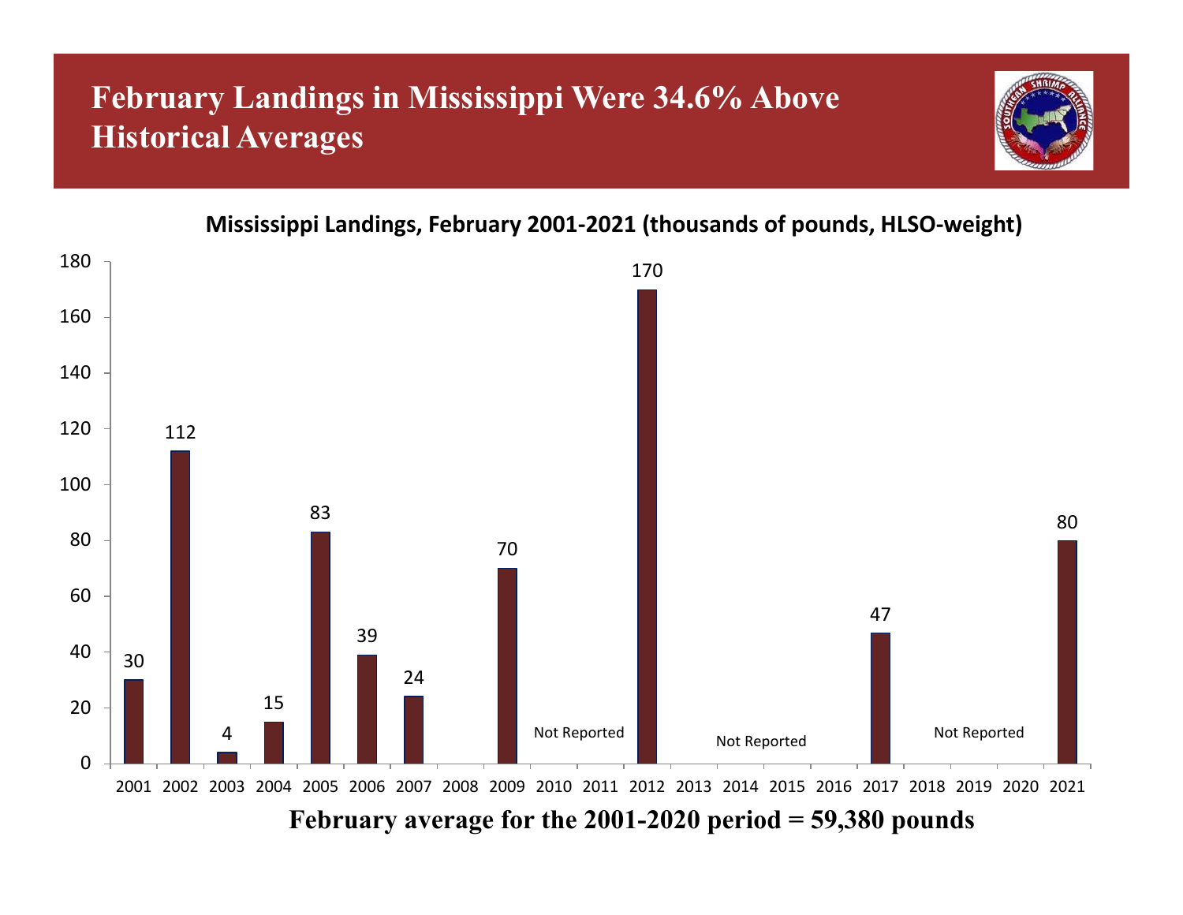# February Landings in Mississippi Were 34.6% Above Historical Averages

**Mississippi Landings, February 2001-2021 (thousands of pounds, HLSO-weight)**

| Year | Landings |
|---|---|
| 2001 | 30 |
| 2002 | 112 |
| 2003 | 4 |
| 2004 | 15 |
| 2005 | 83 |
| 2006 | 39 |
| 2007 | 24 |
| 2008 | |
| 2009 | 70 |
| 2010 | Not Reported |
| 2011 | Not Reported |
| 2012 | 170 |
| 2013 | Not Reported |
| 2014 | Not Reported |
| 2015 | Not Reported |
| 2016 | Not Reported |
| 2017 | 47 |
| 2018 | Not Reported |
| 2019 | Not Reported |
| 2020 | Not Reported |
| 2021 | 80 |

**February average for the 2001-2020 period = 59,380 pounds**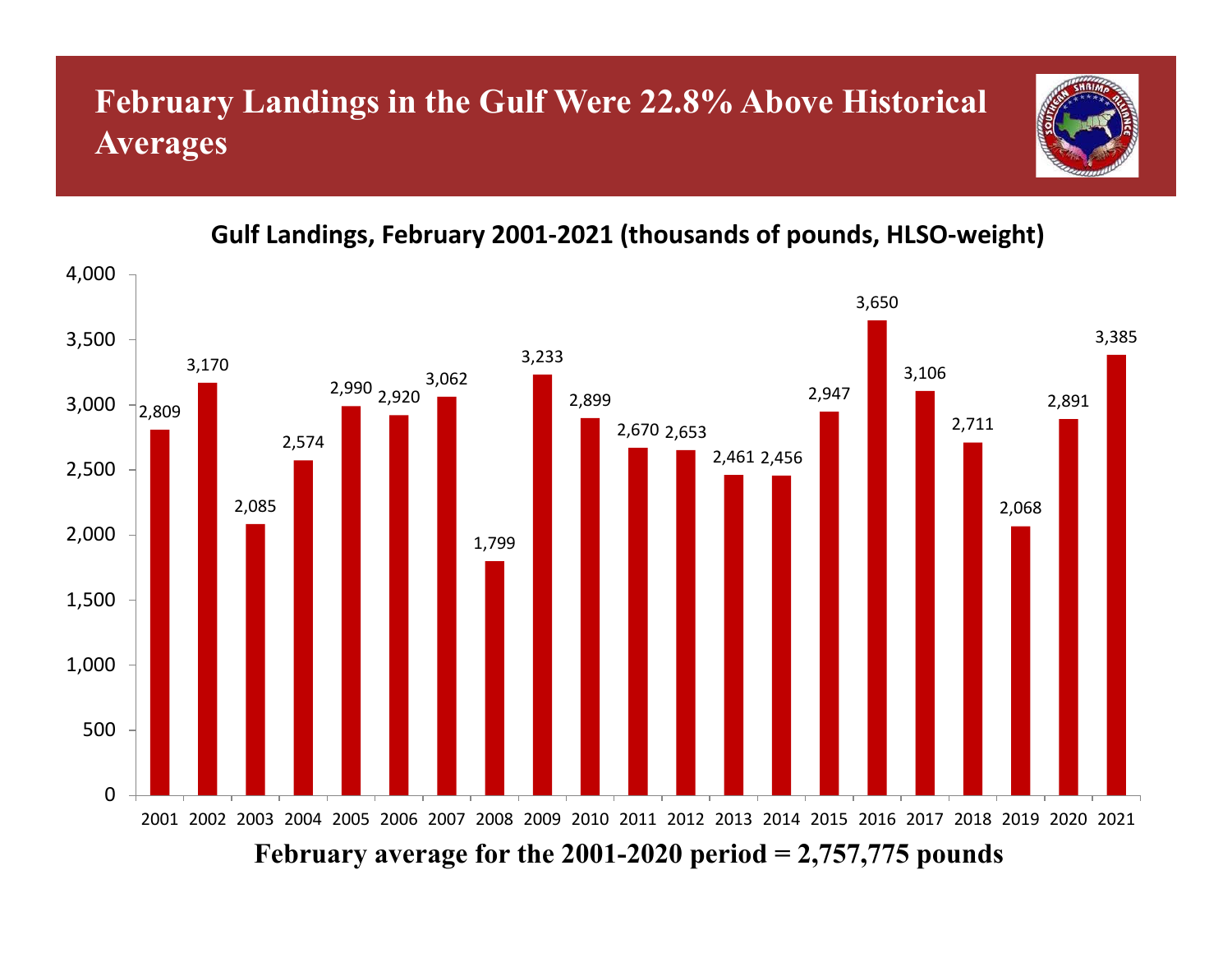# February Landings in the Gulf Were 22.8% Above Historical Averages

**Gulf Landings, February 2001-2021 (thousands of pounds, HLSO-weight)**

| Year | Landings |
| --- | --- |
| 2001 | 2,809 |
| 2002 | 3,170 |
| 2003 | 2,085 |
| 2004 | 2,574 |
| 2005 | 2,990 |
| 2006 | 2,920 |
| 2007 | 3,062 |
| 2008 | 1,799 |
| 2009 | 3,233 |
| 2010 | 2,899 |
| 2011 | 2,670 |
| 2012 | 2,653 |
| 2013 | 2,461 |
| 2014 | 2,456 |
| 2015 | 2,947 |
| 2016 | 3,650 |
| 2017 | 3,106 |
| 2018 | 2,711 |
| 2019 | 2,068 |
| 2020 | 2,891 |
| 2021 | 3,385 |

**February average for the 2001-2020 period = 2,757,775 pounds**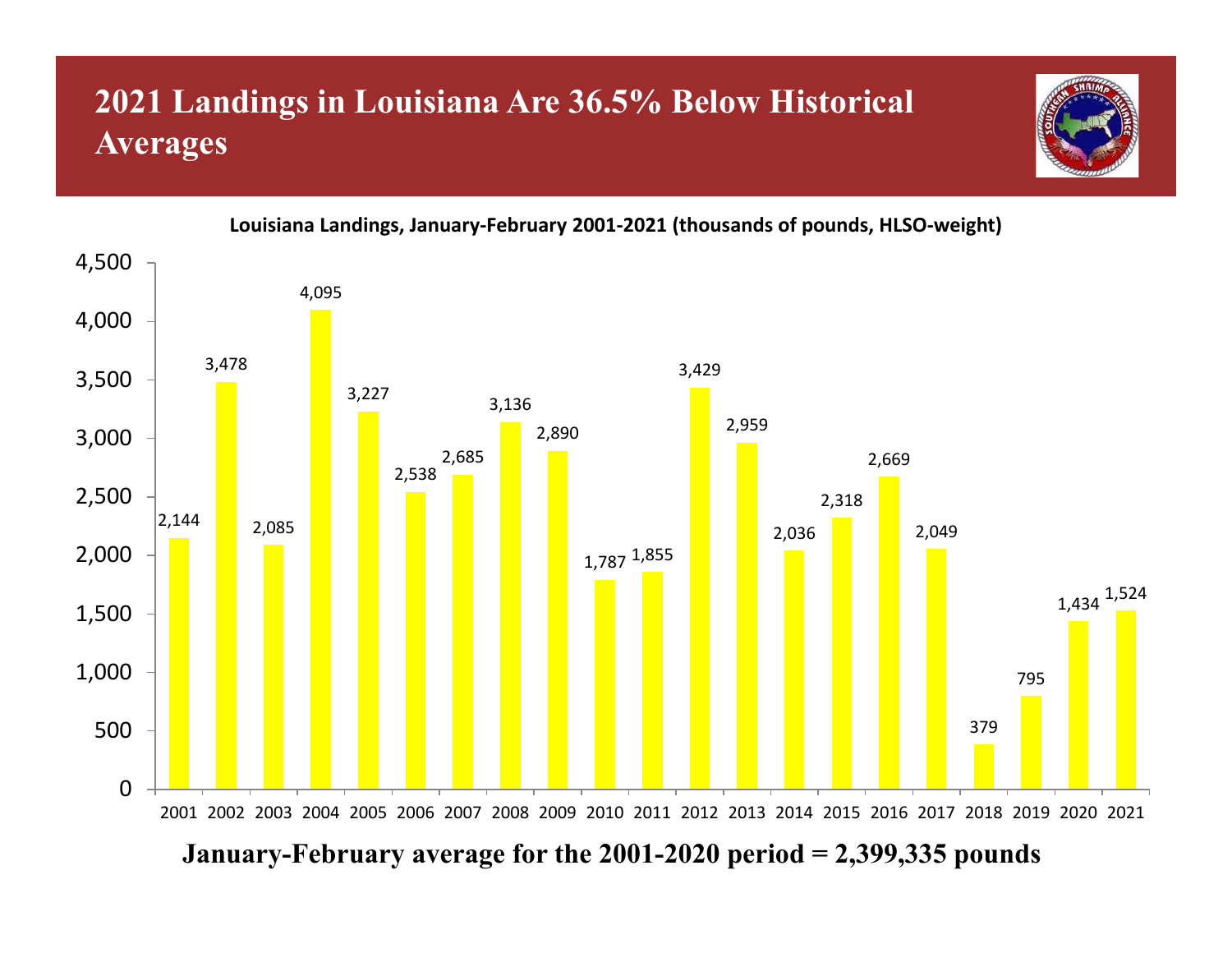# 2021 Landings in Louisiana Are 36.5% Below Historical Averages

**Louisiana Landings, January-February 2001-2021 (thousands of pounds, HLSO-weight)**

| Year | Landings |
|---|---|
| 2001 | 2,144 |
| 2002 | 3,478 |
| 2003 | 2,085 |
| 2004 | 4,095 |
| 2005 | 3,227 |
| 2006 | 2,538 |
| 2007 | 2,685 |
| 2008 | 3,136 |
| 2009 | 2,890 |
| 2010 | 1,787 |
| 2011 | 1,855 |
| 2012 | 3,429 |
| 2013 | 2,959 |
| 2014 | 2,036 |
| 2015 | 2,318 |
| 2016 | 2,669 |
| 2017 | 2,049 |
| 2018 | 379 |
| 2019 | 795 |
| 2020 | 1,434 |
| 2021 | 1,524 |

**January-February average for the 2001-2020 period = 2,399,335 pounds**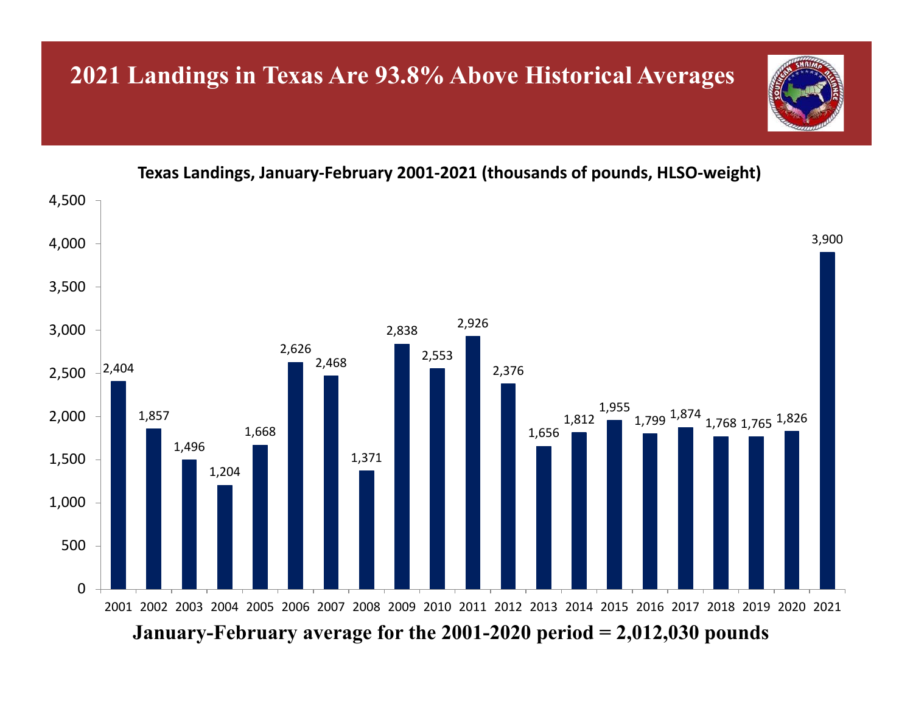# 2021 Landings in Texas Are 93.8% Above Historical Averages

**Texas Landings, January-February 2001-2021 (thousands of pounds, HLSO-weight)**

| Year | Landings |
|---|---|
| 2001 | 2,404 |
| 2002 | 1,857 |
| 2003 | 1,496 |
| 2004 | 1,204 |
| 2005 | 1,668 |
| 2006 | 2,626 |
| 2007 | 2,468 |
| 2008 | 1,371 |
| 2009 | 2,838 |
| 2010 | 2,553 |
| 2011 | 2,926 |
| 2012 | 2,376 |
| 2013 | 1,656 |
| 2014 | 1,812 |
| 2015 | 1,955 |
| 2016 | 1,799 |
| 2017 | 1,874 |
| 2018 | 1,768 |
| 2019 | 1,765 |
| 2020 | 1,826 |
| 2021 | 3,900 |

**January-February average for the 2001-2020 period = 2,012,030 pounds**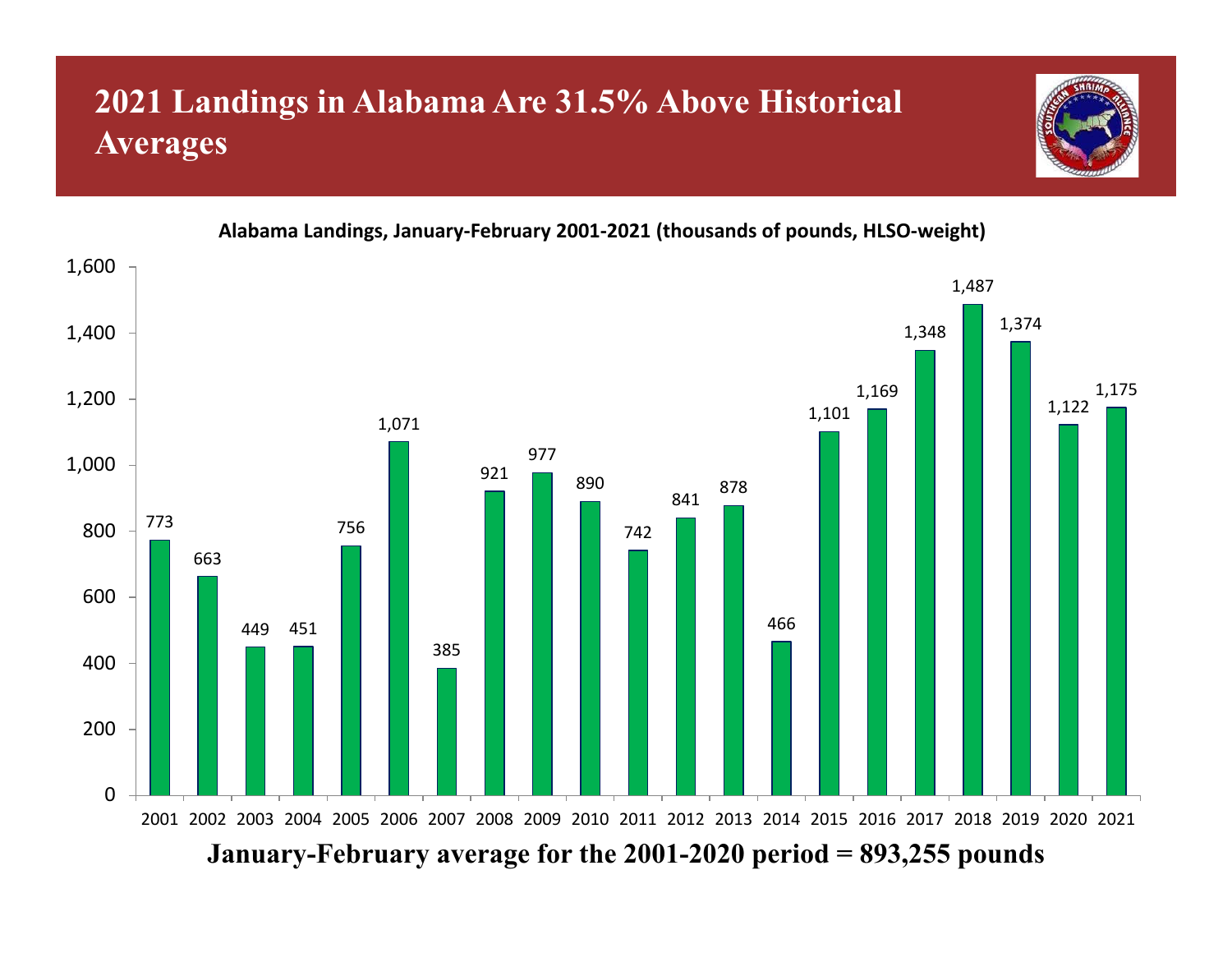# 2021 Landings in Alabama Are 31.5% Above Historical Averages

**Alabama Landings, January-February 2001-2021 (thousands of pounds, HLSO-weight)**

| Year | Landings |
|---|---|
| 2001 | 773 |
| 2002 | 663 |
| 2003 | 449 |
| 2004 | 451 |
| 2005 | 756 |
| 2006 | 1,071 |
| 2007 | 385 |
| 2008 | 921 |
| 2009 | 977 |
| 2010 | 890 |
| 2011 | 742 |
| 2012 | 841 |
| 2013 | 878 |
| 2014 | 466 |
| 2015 | 1,101 |
| 2016 | 1,169 |
| 2017 | 1,348 |
| 2018 | 1,487 |
| 2019 | 1,374 |
| 2020 | 1,122 |
| 2021 | 1,175 |

**January-February average for the 2001-2020 period = 893,255 pounds**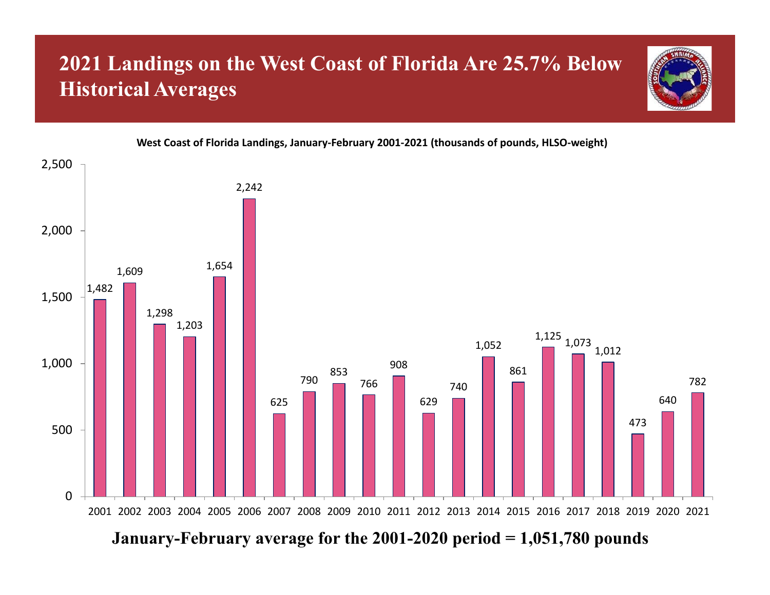# 2021 Landings on the West Coast of Florida Are 25.7% Below Historical Averages

**West Coast of Florida Landings, January-February 2001-2021 (thousands of pounds, HLSO-weight)**

| Year | Landings |
|---|---|
| 2001 | 1,482 |
| 2002 | 1,609 |
| 2003 | 1,298 |
| 2004 | 1,203 |
| 2005 | 1,654 |
| 2006 | 2,242 |
| 2007 | 625 |
| 2008 | 790 |
| 2009 | 853 |
| 2010 | 766 |
| 2011 | 908 |
| 2012 | 629 |
| 2013 | 740 |
| 2014 | 1,052 |
| 2015 | 861 |
| 2016 | 1,125 |
| 2017 | 1,073 |
| 2018 | 1,012 |
| 2019 | 473 |
| 2020 | 640 |
| 2021 | 782 |

**January-February average for the 2001-2020 period = 1,051,780 pounds**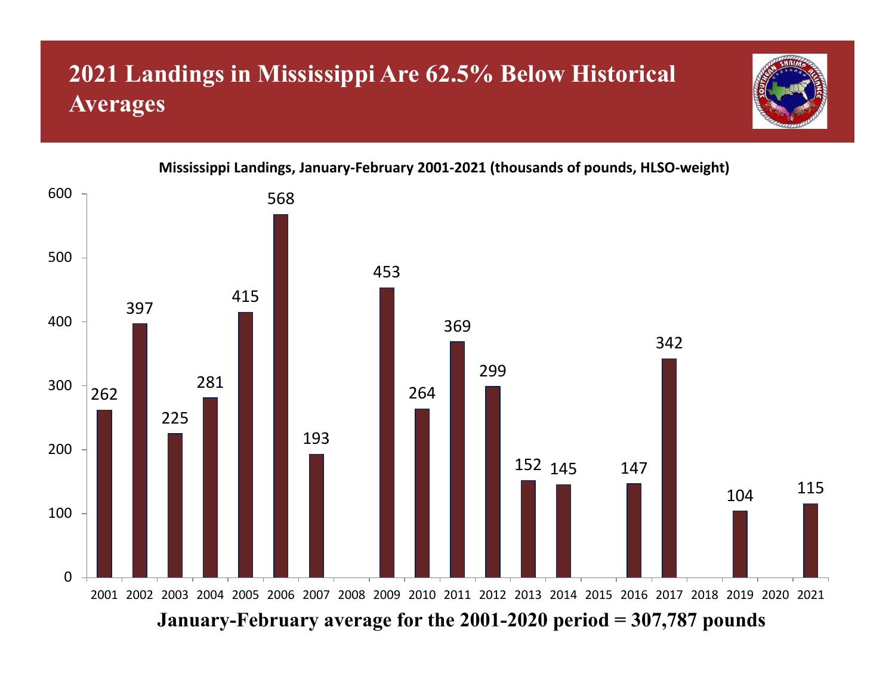# 2021 Landings in Mississippi Are 62.5% Below Historical Averages

**Mississippi Landings, January-February 2001-2021 (thousands of pounds, HLSO-weight)**

| Year | Landings |
|---|---|
| 2001 | 262 |
| 2002 | 397 |
| 2003 | 225 |
| 2004 | 281 |
| 2005 | 415 |
| 2006 | 568 |
| 2007 | 193 |
| 2008 | |
| 2009 | 453 |
| 2010 | 264 |
| 2011 | 369 |
| 2012 | 299 |
| 2013 | 152 |
| 2014 | 145 |
| 2015 | |
| 2016 | 147 |
| 2017 | 342 |
| 2018 | |
| 2019 | 104 |
| 2020 | |
| 2021 | 115 |

**January-February average for the 2001-2020 period = 307,787 pounds**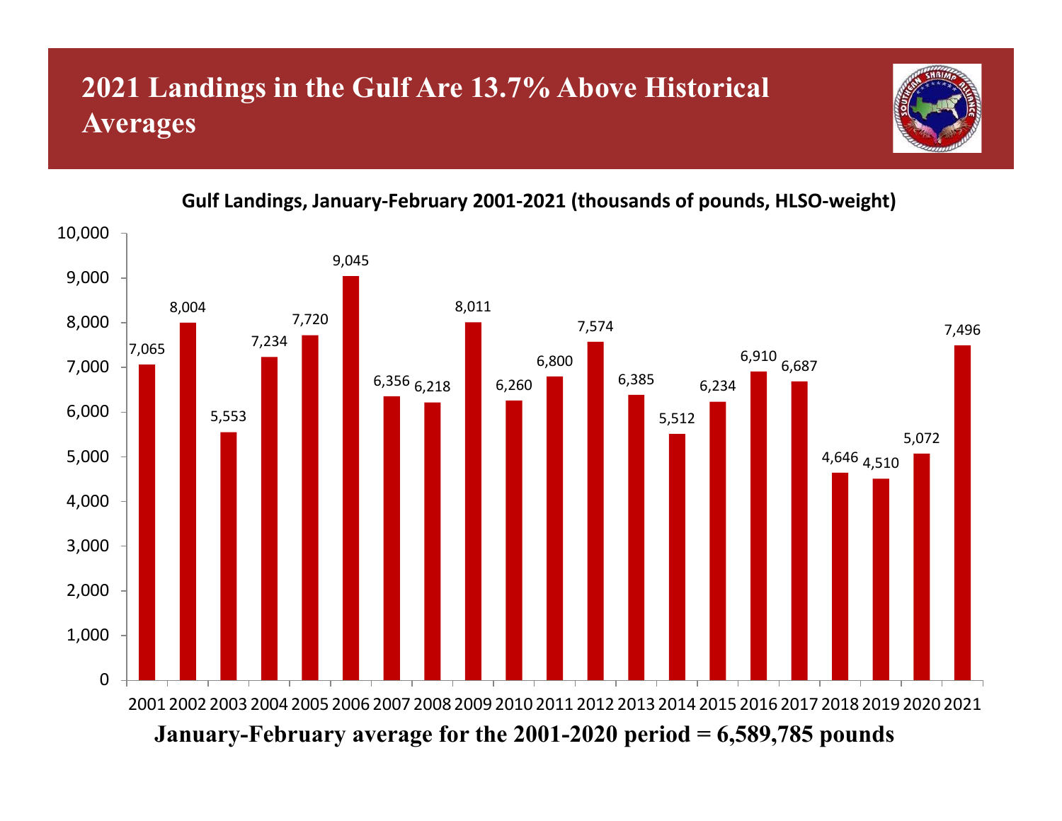# 2021 Landings in the Gulf Are 13.7% Above Historical Averages

**Gulf Landings, January-February 2001-2021 (thousands of pounds, HLSO-weight)**

| Year | Landings |
|---|---|
| 2001 | 7,065 |
| 2002 | 8,004 |
| 2003 | 5,553 |
| 2004 | 7,234 |
| 2005 | 7,720 |
| 2006 | 9,045 |
| 2007 | 6,356 |
| 2008 | 6,218 |
| 2009 | 8,011 |
| 2010 | 6,260 |
| 2011 | 6,800 |
| 2012 | 7,574 |
| 2013 | 6,385 |
| 2014 | 5,512 |
| 2015 | 6,234 |
| 2016 | 6,910 |
| 2017 | 6,687 |
| 2018 | 4,646 |
| 2019 | 4,510 |
| 2020 | 5,072 |
| 2021 | 7,496 |

**January-February average for the 2001-2020 period = 6,589,785 pounds**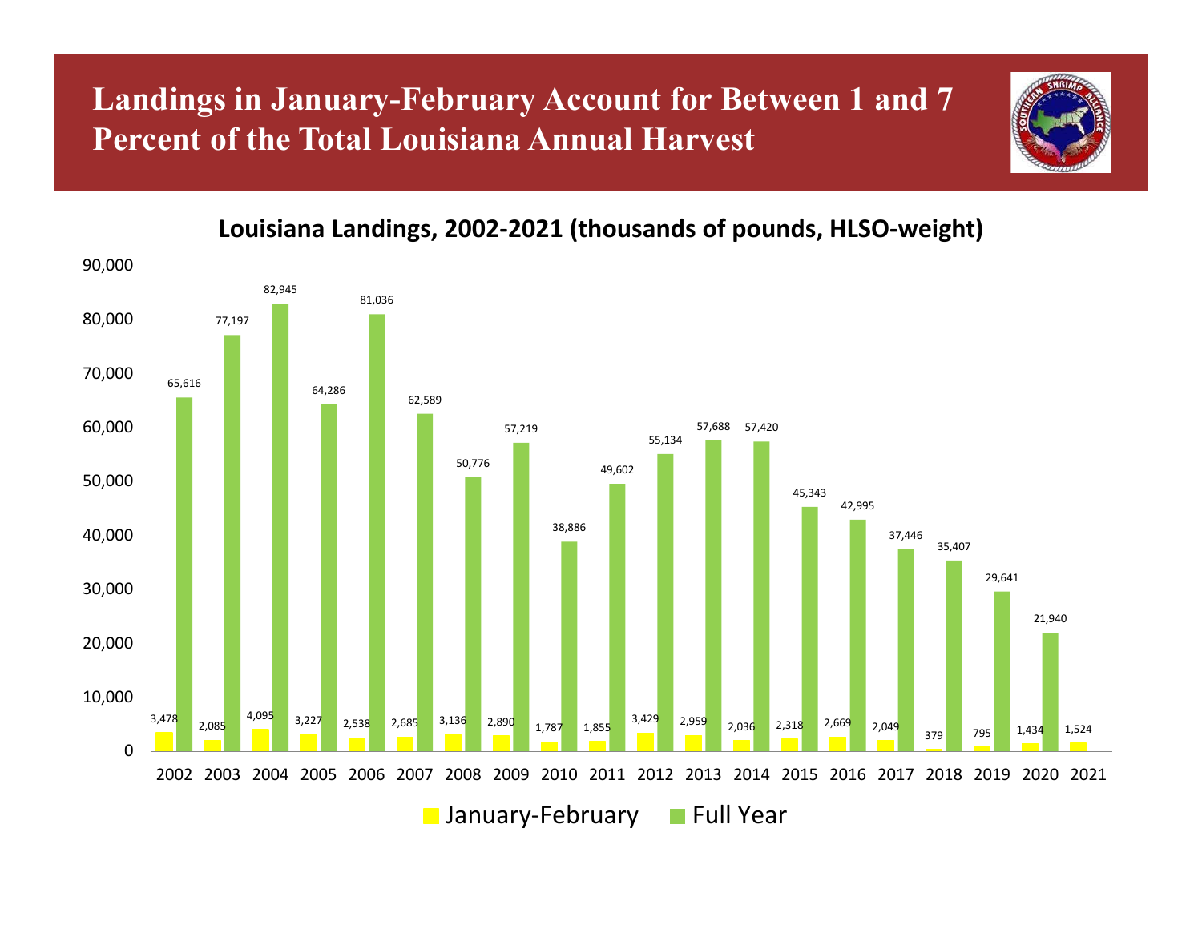# Landings in January-February Account for Between 1 and 7 Percent of the Total Louisiana Annual Harvest

**Louisiana Landings, 2002-2021 (thousands of pounds, HLSO-weight)**

| Year | January-February | Full Year |
|---|---|---|
| 2002 | 3,478 | 65,616 |
| 2003 | 2,085 | 77,197 |
| 2004 | 4,095 | 82,945 |
| 2005 | 3,227 | 64,286 |
| 2006 | 2,538 | 81,036 |
| 2007 | 2,685 | 62,589 |
| 2008 | 3,136 | 50,776 |
| 2009 | 2,890 | 57,219 |
| 2010 | 1,787 | 38,886 |
| 2011 | 1,855 | 49,602 |
| 2012 | 3,429 | 55,134 |
| 2013 | 2,959 | 57,688 |
| 2014 | 2,036 | 57,420 |
| 2015 | 2,318 | 45,343 |
| 2016 | 2,669 | 42,995 |
| 2017 | 2,049 | 37,446 |
| 2018 | 379 | 35,407 |
| 2019 | 795 | 29,641 |
| 2020 | 1,434 | 21,940 |
| 2021 | 1,524 | |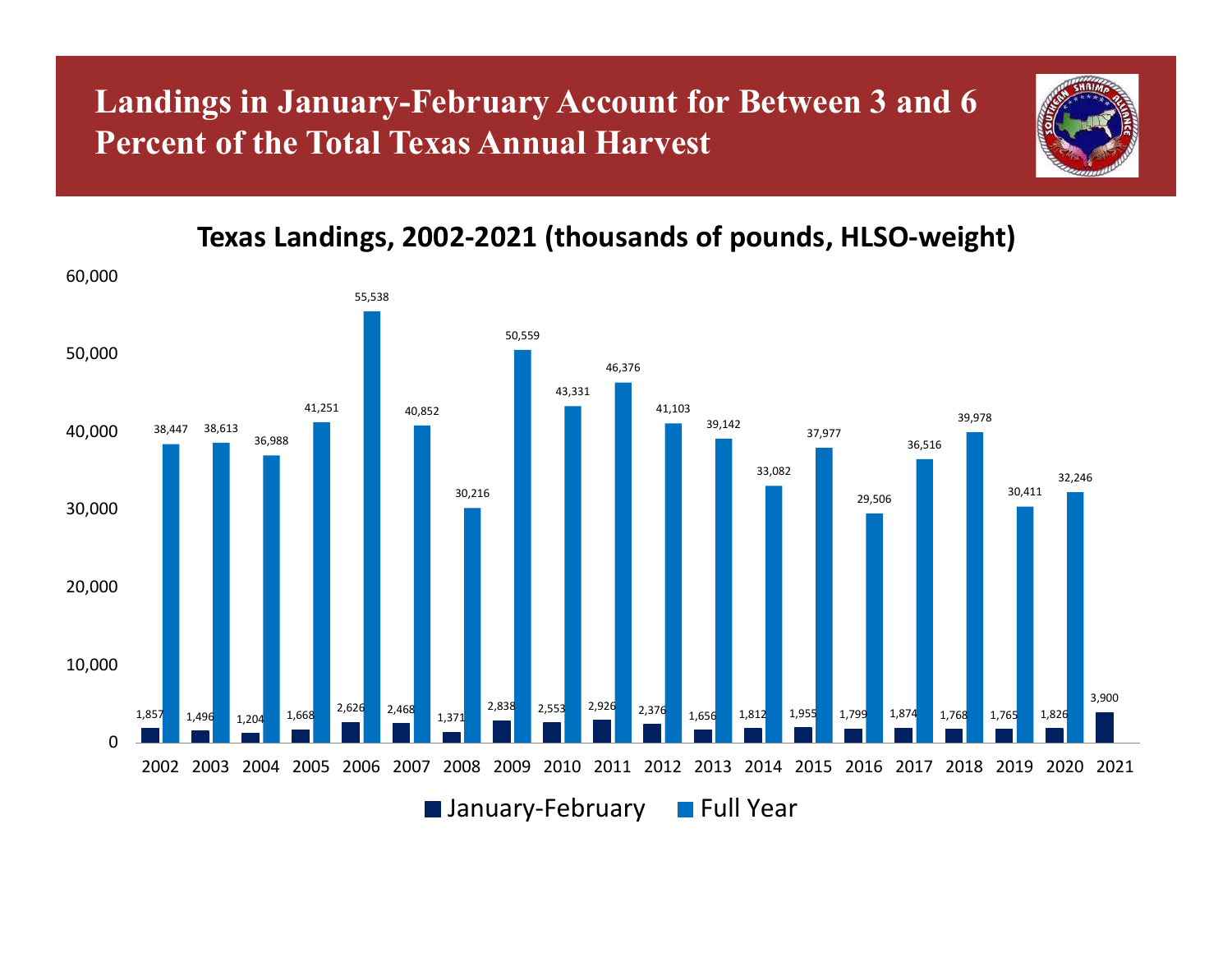# Landings in January-February Account for Between 3 and 6 Percent of the Total Texas Annual Harvest

## Texas Landings, 2002-2021 (thousands of pounds, HLSO-weight)

| Year | January-February | Full Year |
|---|---|---|
| 2002 | 1,857 | 38,447 |
| 2003 | 1,496 | 38,613 |
| 2004 | 1,204 | 36,988 |
| 2005 | 1,668 | 41,251 |
| 2006 | 2,626 | 55,538 |
| 2007 | 2,468 | 40,852 |
| 2008 | 1,371 | 30,216 |
| 2009 | 2,838 | 50,559 |
| 2010 | 2,553 | 43,331 |
| 2011 | 2,926 | 46,376 |
| 2012 | 2,376 | 41,103 |
| 2013 | 1,656 | 39,142 |
| 2014 | 1,812 | 33,082 |
| 2015 | 1,955 | 37,977 |
| 2016 | 1,799 | 29,506 |
| 2017 | 1,874 | 36,516 |
| 2018 | 1,768 | 39,978 |
| 2019 | 1,765 | 30,411 |
| 2020 | 1,826 | 32,246 |
| 2021 | 3,900 | |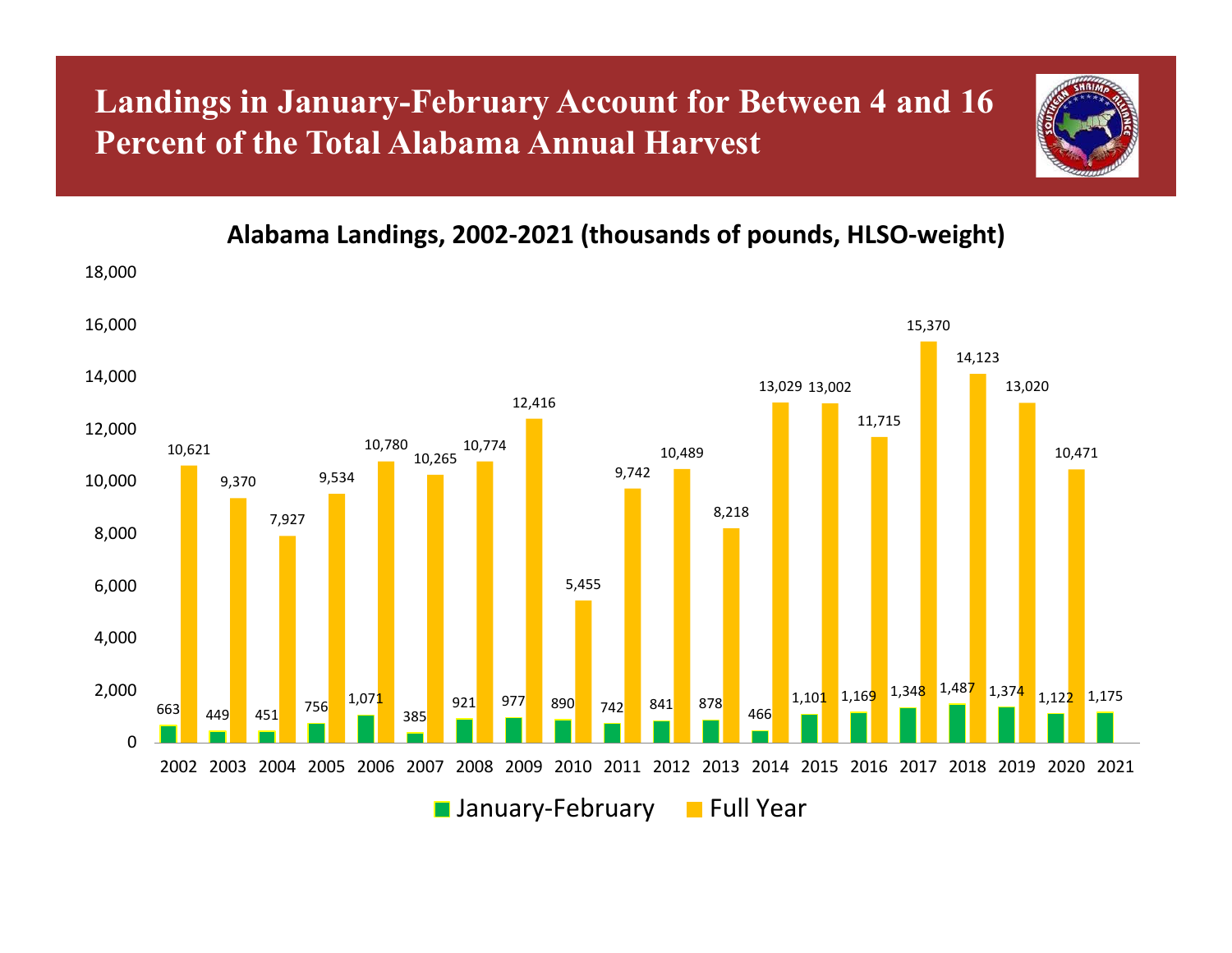# Landings in January-February Account for Between 4 and 16 Percent of the Total Alabama Annual Harvest

**Alabama Landings, 2002-2021 (thousands of pounds, HLSO-weight)**

| Year | January-February | Full Year |
|---|---|---|
| 2002 | 663 | 10,621 |
| 2003 | 449 | 9,370 |
| 2004 | 451 | 7,927 |
| 2005 | 756 | 9,534 |
| 2006 | 1,071 | 10,780 |
| 2007 | 385 | 10,265 |
| 2008 | 921 | 10,774 |
| 2009 | 977 | 12,416 |
| 2010 | 890 | 5,455 |
| 2011 | 742 | 9,742 |
| 2012 | 841 | 10,489 |
| 2013 | 878 | 8,218 |
| 2014 | 466 | 13,029 |
| 2015 | 1,101 | 13,002 |
| 2016 | 1,169 | 11,715 |
| 2017 | 1,348 | 15,370 |
| 2018 | 1,487 | 14,123 |
| 2019 | 1,374 | 13,020 |
| 2020 | 1,122 | 10,471 |
| 2021 | 1,175 | |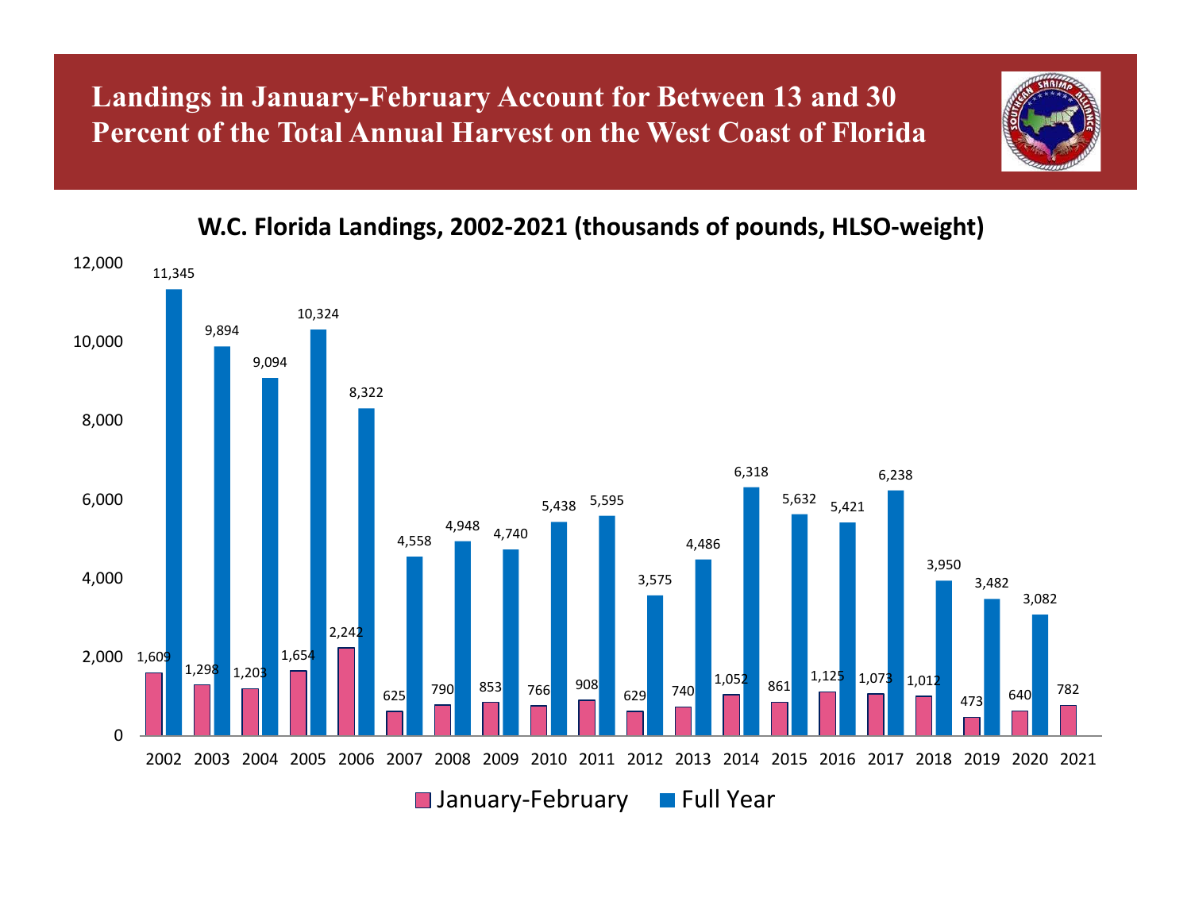# Landings in January-February Account for Between 13 and 30 Percent of the Total Annual Harvest on the West Coast of Florida

## W.C. Florida Landings, 2002-2021 (thousands of pounds, HLSO-weight)

| Year | January-February | Full Year |
|---|---|---|
| 2002 | 1,609 | 11,345 |
| 2003 | 1,298 | 9,894 |
| 2004 | 1,203 | 9,094 |
| 2005 | 1,654 | 10,324 |
| 2006 | 2,242 | 8,322 |
| 2007 | 625 | 4,558 |
| 2008 | 790 | 4,948 |
| 2009 | 853 | 4,740 |
| 2010 | 766 | 5,438 |
| 2011 | 908 | 5,595 |
| 2012 | 629 | 3,575 |
| 2013 | 740 | 4,486 |
| 2014 | 1,052 | 6,318 |
| 2015 | 861 | 5,632 |
| 2016 | 1,125 | 5,421 |
| 2017 | 1,073 | 6,238 |
| 2018 | 1,012 | 3,950 |
| 2019 | 473 | 3,482 |
| 2020 | 640 | 3,082 |
| 2021 | 782 | |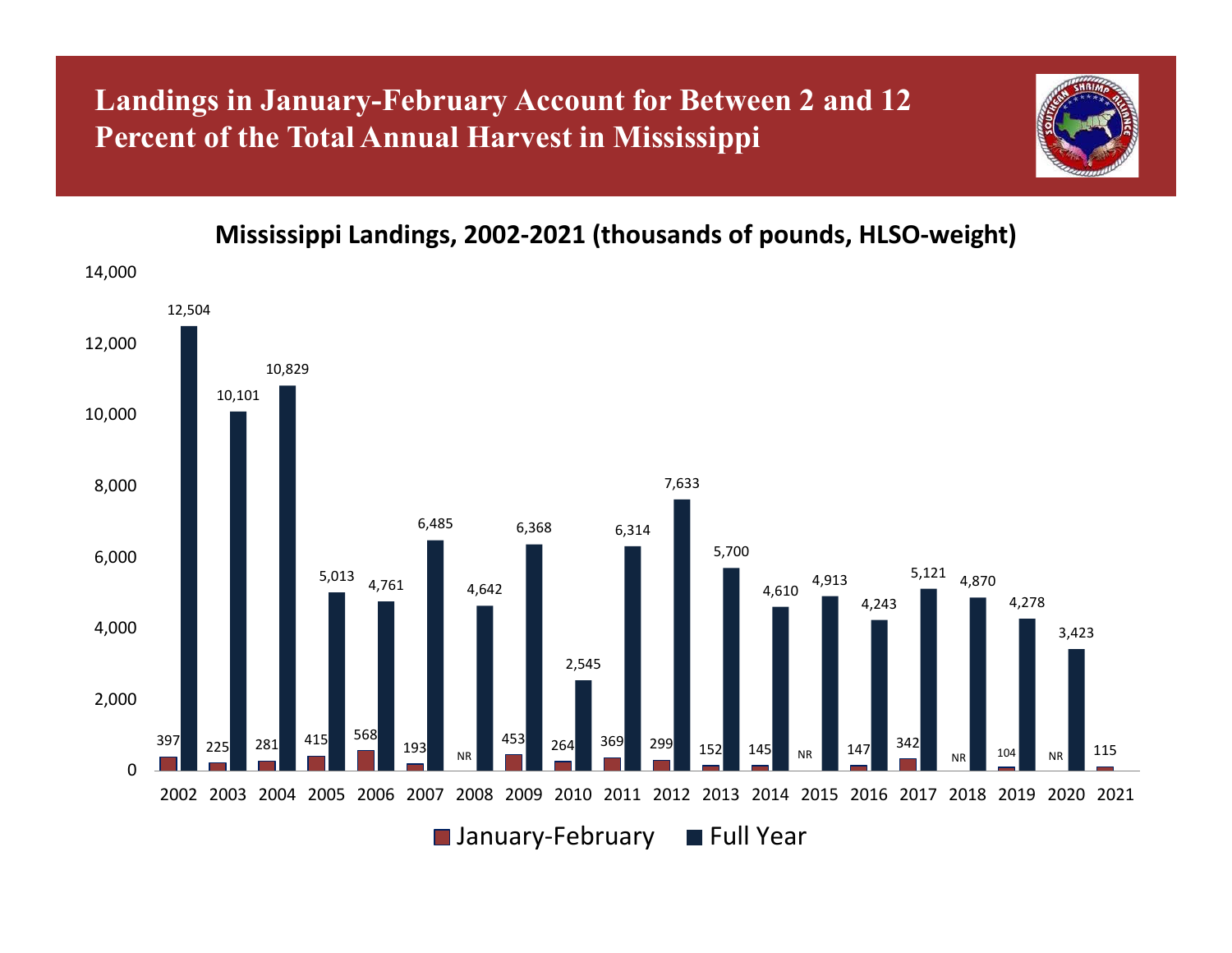# Landings in January-February Account for Between 2 and 12 Percent of the Total Annual Harvest in Mississippi

## Mississippi Landings, 2002-2021 (thousands of pounds, HLSO-weight)

| Year | January-February | Full Year |
|---|---|---|
| 2002 | 397 | 12,504 |
| 2003 | 225 | 10,101 |
| 2004 | 281 | 10,829 |
| 2005 | 415 | 5,013 |
| 2006 | 568 | 4,761 |
| 2007 | 193 | 6,485 |
| 2008 | NR | 4,642 |
| 2009 | 453 | 6,368 |
| 2010 | 264 | 2,545 |
| 2011 | 369 | 6,314 |
| 2012 | 299 | 7,633 |
| 2013 | 152 | 5,700 |
| 2014 | 145 | 4,610 |
| 2015 | NR | 4,913 |
| 2016 | 147 | 4,243 |
| 2017 | 342 | 5,121 |
| 2018 | NR | 4,870 |
| 2019 | 104 | 4,278 |
| 2020 | NR | 3,423 |
| 2021 | 115 | |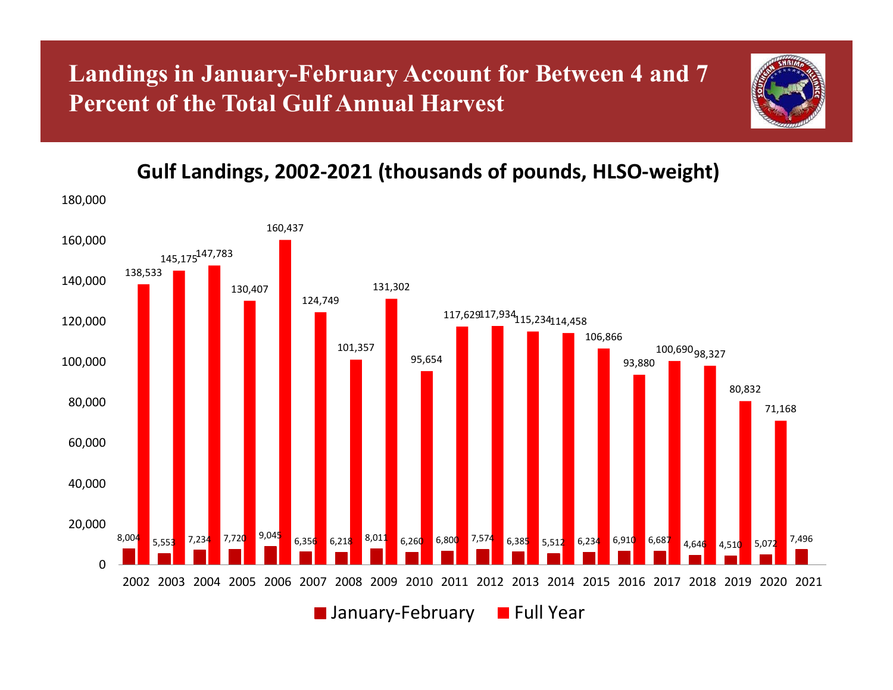# Landings in January-February Account for Between 4 and 7 Percent of the Total Gulf Annual Harvest

## Gulf Landings, 2002-2021 (thousands of pounds, HLSO-weight)

| Year | January-February | Full Year |
| --- | --- | --- |
| 2002 | 8,004 | 138,533 |
| 2003 | 5,553 | 145,175 |
| 2004 | 7,234 | 147,783 |
| 2005 | 7,720 | 130,407 |
| 2006 | 9,045 | 160,437 |
| 2007 | 6,356 | 124,749 |
| 2008 | 6,218 | 101,357 |
| 2009 | 8,011 | 131,302 |
| 2010 | 6,260 | 95,654 |
| 2011 | 6,800 | 117,629 |
| 2012 | 7,574 | 117,934 |
| 2013 | 6,385 | 115,234 |
| 2014 | 5,512 | 114,458 |
| 2015 | 6,234 | 106,866 |
| 2016 | 6,910 | 93,880 |
| 2017 | 6,687 | 100,690 |
| 2018 | 4,646 | 98,327 |
| 2019 | 4,510 | 80,832 |
| 2020 | 5,072 | 71,168 |
| 2021 | 7,496 | |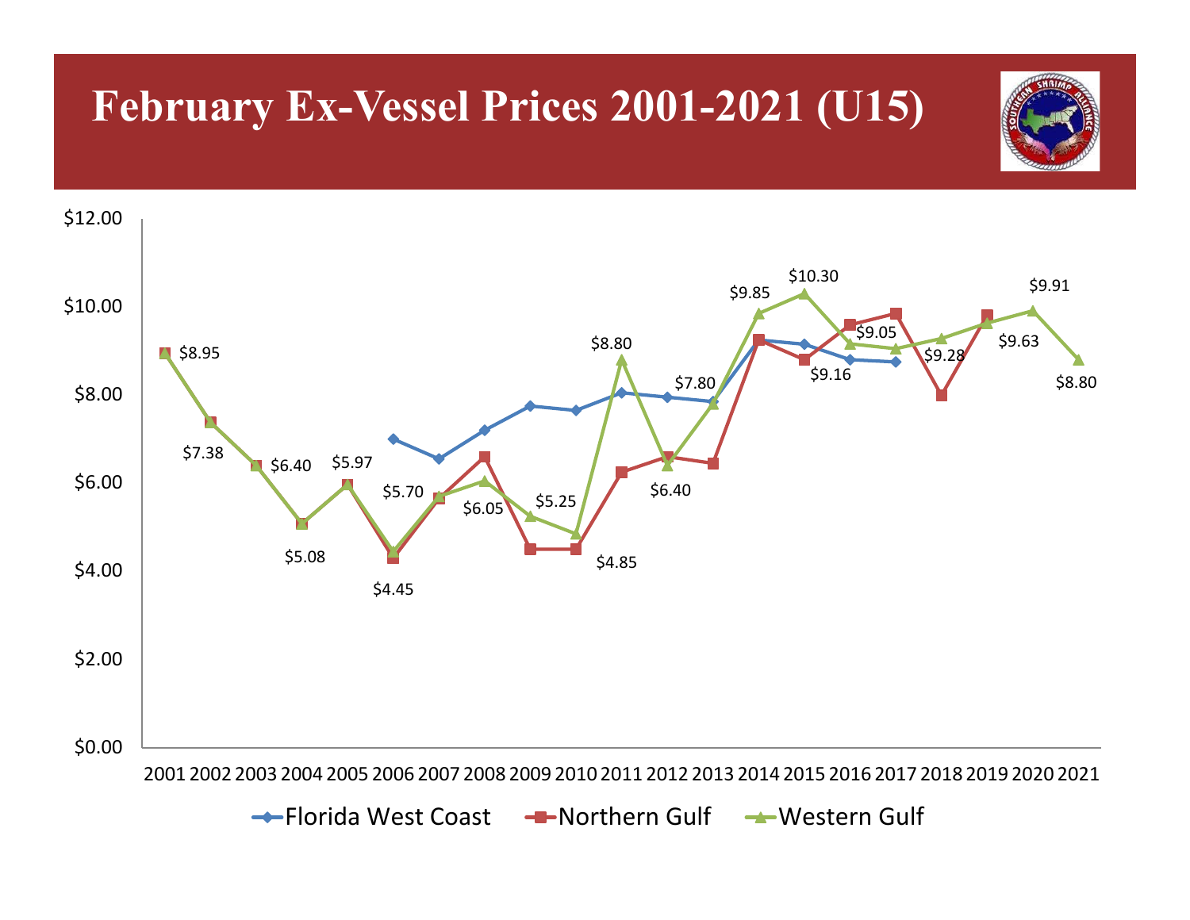# February Ex-Vessel Prices 2001-2021 (U15)

$12.00
$10.00
$8.00
$6.00
$4.00
$2.00
$0.00

2001 2002 2003 2004 2005 2006 2007 2008 2009 2010 2011 2012 2013 2014 2015 2016 2017 2018 2019 2020 2021

$8.95, $7.38, $6.40, $5.08, $5.97, $4.45, $5.70, $6.05, $5.25, $4.85, $8.80, $6.40, $7.80, $9.85, $10.30, $9.16, $9.05, $9.28, $9.63, $9.91, $8.80

Florida West Coast — Northern Gulf — Western Gulf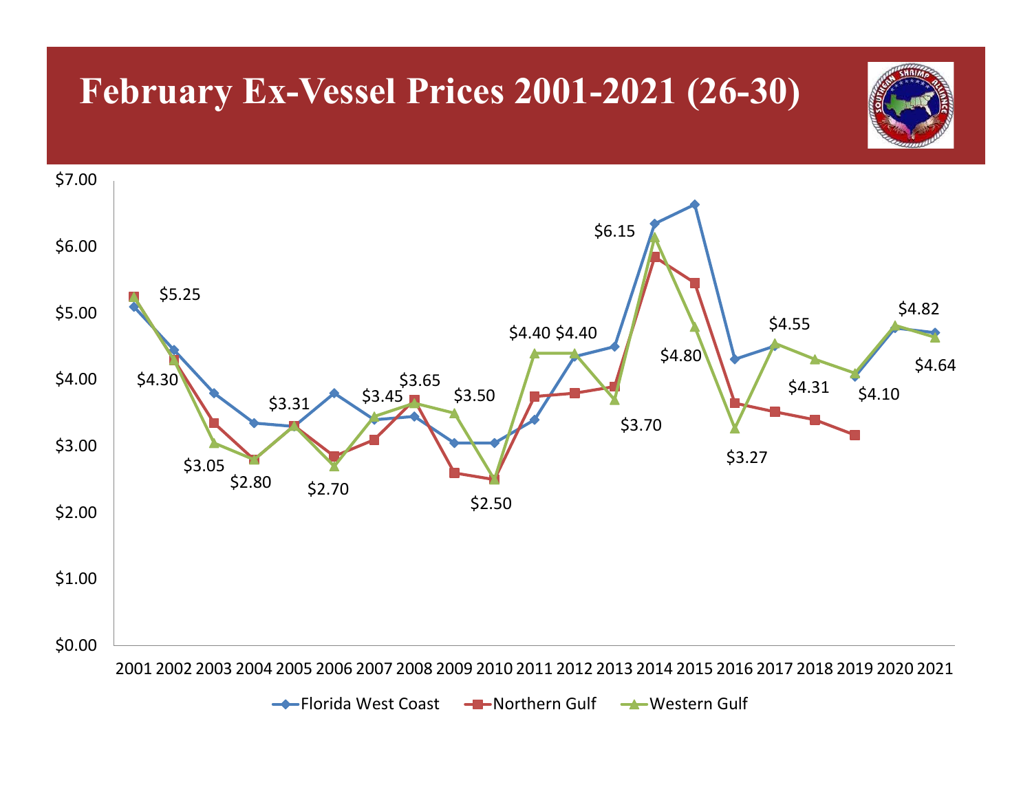# February Ex-Vessel Prices 2001-2021 (26-30)

$7.00
$6.00
$5.00
$4.00
$3.00
$2.00
$1.00
$0.00

$5.25 $4.30 $3.05 $2.80 $3.31 $2.70 $3.45 $3.65 $3.50 $2.50 $4.40 $4.40 $3.70 $6.15 $4.80 $3.27 $4.55 $4.31 $4.10 $4.82 $4.64

2001 2002 2003 2004 2005 2006 2007 2008 2009 2010 2011 2012 2013 2014 2015 2016 2017 2018 2019 2020 2021

Florida West Coast — Northern Gulf — Western Gulf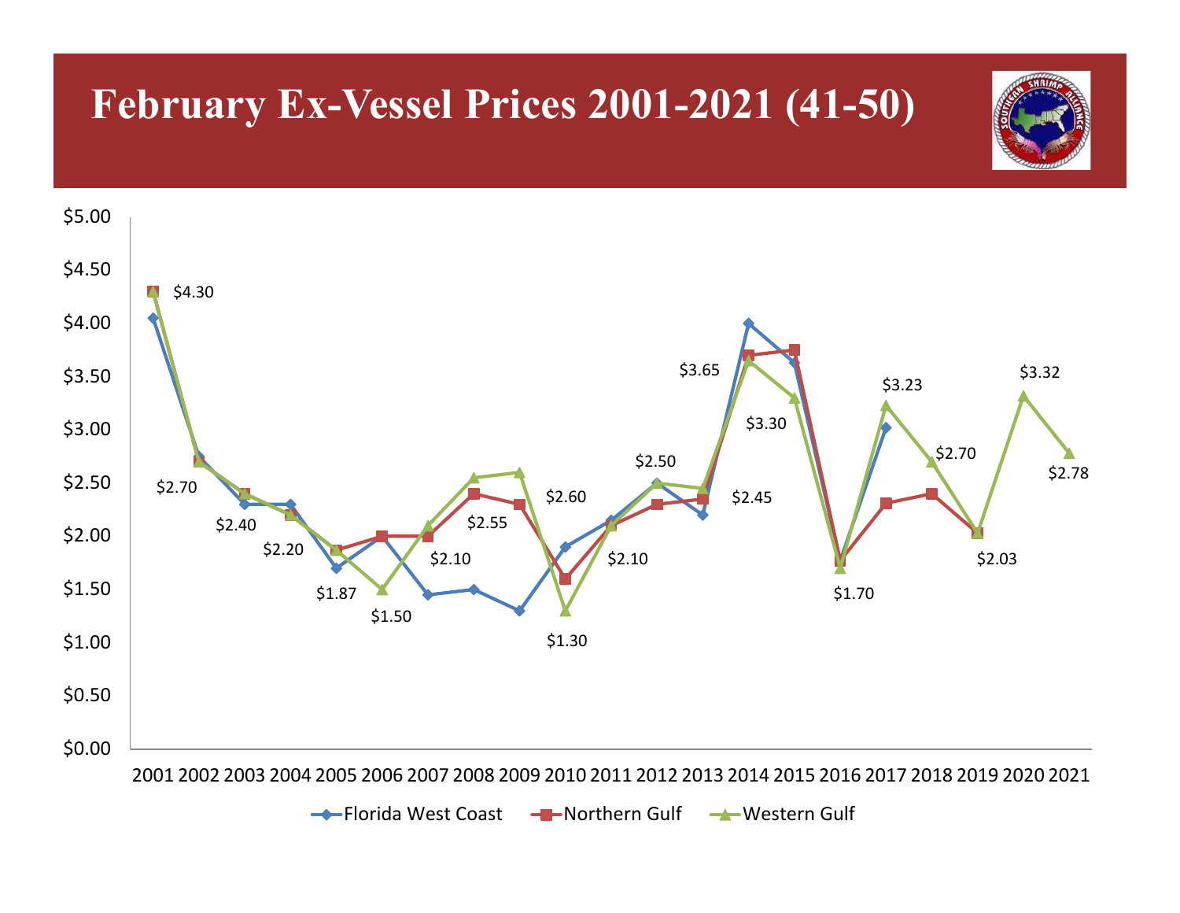# February Ex-Vessel Prices 2001-2021 (41-50)

$5.00
$4.50
$4.00
$3.50
$3.00
$2.50
$2.00
$1.50
$1.00
$0.50
$0.00

$4.30
$2.70
$2.40
$2.20
$1.87
$1.50
$2.10
$2.55
$2.60
$1.30
$2.10
$2.50
$2.45
$3.65
$3.30
$1.70
$3.23
$2.70
$2.03
$3.32
$2.78

2001 2002 2003 2004 2005 2006 2007 2008 2009 2010 2011 2012 2013 2014 2015 2016 2017 2018 2019 2020 2021

Florida West Coast
Northern Gulf
Western Gulf